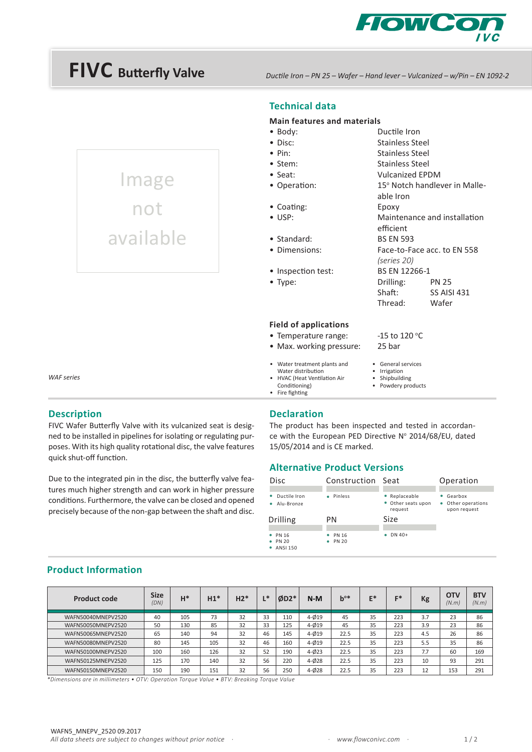# FIVC Butterfly Valve

*Ductile Iron – PN 25 – Wafer – Hand lever – Vulcanized – w/Pin – EN 1092-2*

Image not available

*WAF series*

## Technical data

### Main features and materials

- Body: Ductile Iron
- Disc: Stainless Steel
- Pin: Stainless Steel
- Stem: Stainless Steel
- Seat: Vulcanized EPDM
- Operation: 15° Notch handlever in Malleable Iron
- Coating: Epoxy
- USP: Maintenance and installation efficient
- Standard: BS EN 593
- Dimensions: Face-to-Face acc. to EN 558 *(series 20)*
- Inspection test: BS EN 12266-1
- Type: Drilling: PN 25; Shaft: SS AISI 431; Thread: Wafer

### Field of applications

- Temperature range: -15 to 120 °C
- Max. working pressure: 25 bar

- Water treatment plants and Water distribution
- HVAC (Heat Ventilation Air Conditioning)
- Fire fighting
- General services
- Irrigation
- Shipbuilding
- Powdery products

## Description

FIVC Wafer Butterfly Valve with its vulcanized seat is designed to be installed in pipelines for isolating or regulating purposes. With its high quality rotational disc, the valve features quick shut-off function.

Due to the integrated pin in the disc, the butterfly valve features much higher strength and can work in higher pressure conditions. Furthermore, the valve can be closed and opened precisely because of the non-gap between the shaft and disc.

## Declaration

The product has been inspected and tested in accordance with the European PED Directive N° 2014/68/EU, dated 15/05/2014 and is CE marked.

## Alternative Product Versions

**Disc**
- Ductile Iron
- Alu-Bronze

**Construction**
- Pinless

**Seat**
- Replaceable
- Other seats upon request

**Operation**
- Gearbox
- Other operations upon request

**Drilling**
- PN 16
- PN 20
- ANSI 150

**PN**
- PN 16
- PN 20

**Size**
- DN 40+

## Product Information

| Product code | Size *(DN)* | H* | H1* | H2* | L* | ØD2* | N-M | b°* | E* | F* | Kg | OTV *(N.m)* | BTV *(N.m)* |
|---|---|---|---|---|---|---|---|---|---|---|---|---|---|
| WAFN50040MNEPV2520 | 40 | 105 | 73 | 32 | 33 | 110 | 4-Ø19 | 45 | 35 | 223 | 3.7 | 23 | 86 |
| WAFN50050MNEPV2520 | 50 | 130 | 85 | 32 | 33 | 125 | 4-Ø19 | 45 | 35 | 223 | 3.9 | 23 | 86 |
| WAFN50065MNEPV2520 | 65 | 140 | 94 | 32 | 46 | 145 | 4-Ø19 | 22.5 | 35 | 223 | 4.5 | 26 | 86 |
| WAFN50080MNEPV2520 | 80 | 145 | 105 | 32 | 46 | 160 | 4-Ø19 | 22.5 | 35 | 223 | 5.5 | 35 | 86 |
| WAFN50100MNEPV2520 | 100 | 160 | 126 | 32 | 52 | 190 | 4-Ø23 | 22.5 | 35 | 223 | 7.7 | 60 | 169 |
| WAFN50125MNEPV2520 | 125 | 170 | 140 | 32 | 56 | 220 | 4-Ø28 | 22.5 | 35 | 223 | 10 | 93 | 291 |
| WAFN50150MNEPV2520 | 150 | 190 | 151 | 32 | 56 | 250 | 4-Ø28 | 22.5 | 35 | 223 | 12 | 153 | 291 |

*\*Dimensions are in millimeters • OTV: Operation Torque Value • BTV: Breaking Torque Value*

WAFN5_MNEPV_2520 09.2017
*All data sheets are subject to changes without prior notice*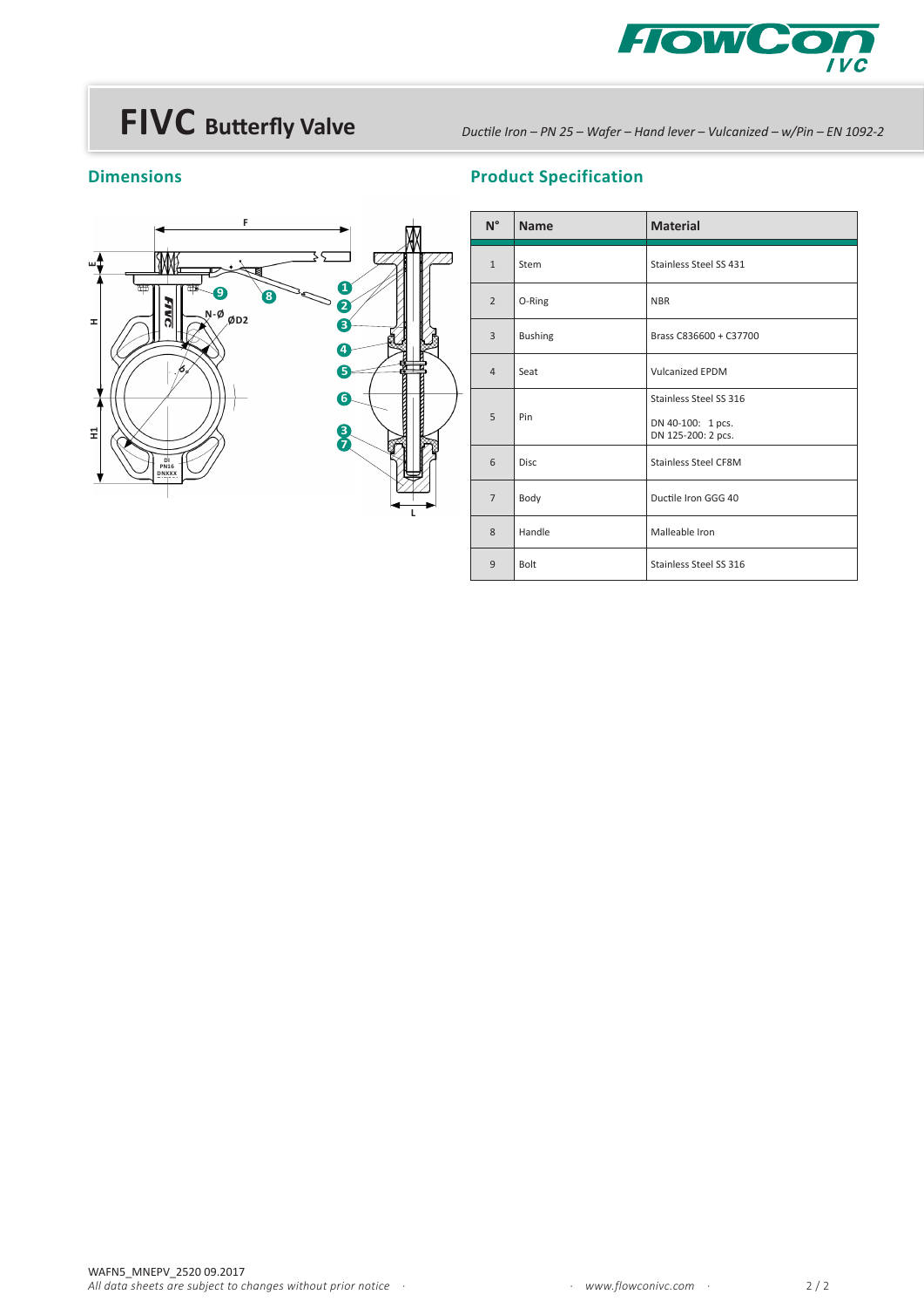# FIVC Butterfly Valve

*Ductile Iron – PN 25 – Wafer – Hand lever – Vulcanized – w/Pin – EN 1092-2*

## Dimensions

F
E
H
H1
N-Ø
ØD2
L

## Product Specification

| N° | Name | Material |
|---|---|---|
| 1 | Stem | Stainless Steel SS 431 |
| 2 | O-Ring | NBR |
| 3 | Bushing | Brass C836600 + C37700 |
| 4 | Seat | Vulcanized EPDM |
| 5 | Pin | Stainless Steel SS 316<br>DN 40-100: 1 pcs.<br>DN 125-200: 2 pcs. |
| 6 | Disc | Stainless Steel CF8M |
| 7 | Body | Ductile Iron GGG 40 |
| 8 | Handle | Malleable Iron |
| 9 | Bolt | Stainless Steel SS 316 |

WAFN5_MNEPV_2520 09.2017
*All data sheets are subject to changes without prior notice* · *www.flowconivc.com*